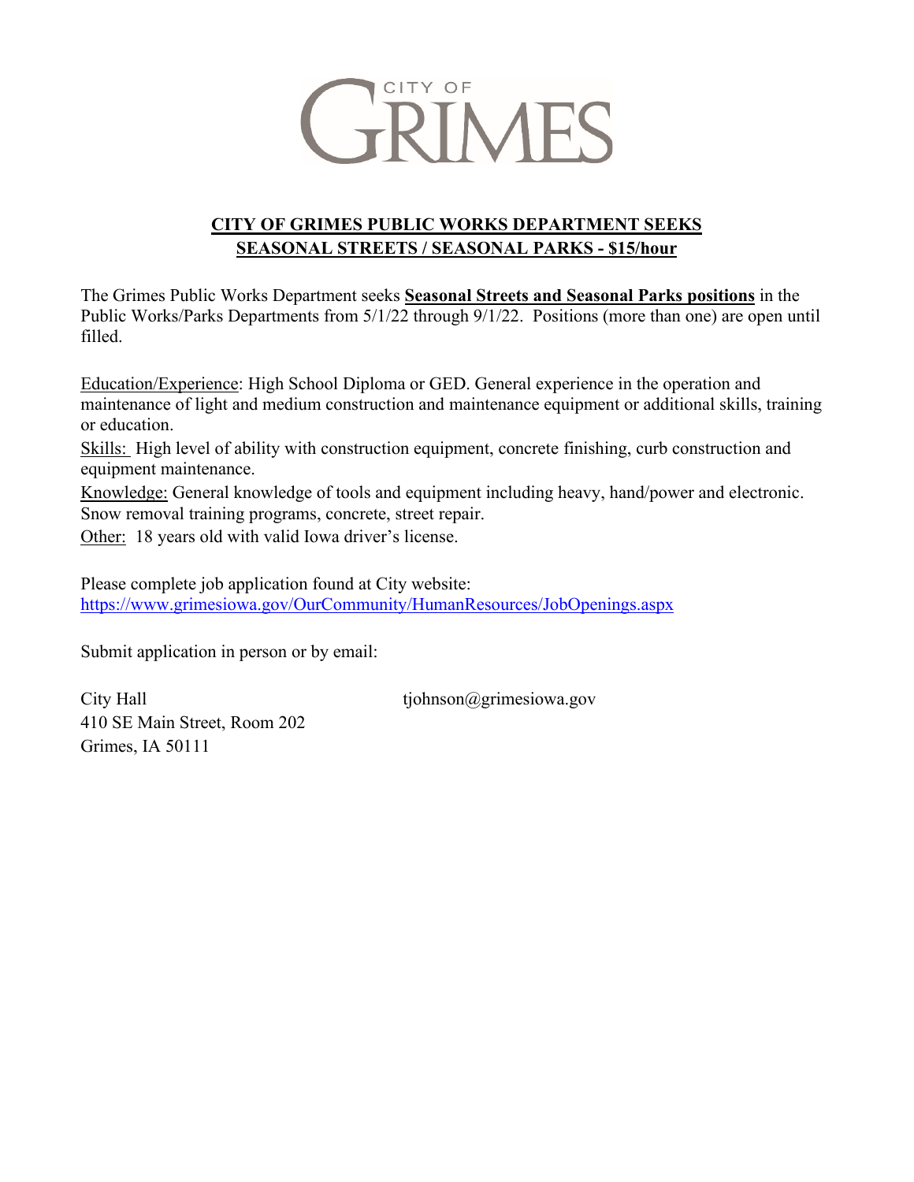CITY OF

GRIMES

## CITY OF GRIMES PUBLIC WORKS DEPARTMENT SEEKS SEASONAL STREETS / SEASONAL PARKS - $15/hour

The Grimes Public Works Department seeks **Seasonal Streets and Seasonal Parks positions** in the Public Works/Parks Departments from 5/1/22 through 9/1/22. Positions (more than one) are open until filled.

Education/Experience: High School Diploma or GED. General experience in the operation and maintenance of light and medium construction and maintenance equipment or additional skills, training or education.

Skills: High level of ability with construction equipment, concrete finishing, curb construction and equipment maintenance.

Knowledge: General knowledge of tools and equipment including heavy, hand/power and electronic. Snow removal training programs, concrete, street repair.

Other: 18 years old with valid Iowa driver's license.

Please complete job application found at City website:
https://www.grimesiowa.gov/OurCommunity/HumanResources/JobOpenings.aspx

Submit application in person or by email:

City Hall
410 SE Main Street, Room 202
Grimes, IA 50111

tjohnson@grimesiowa.gov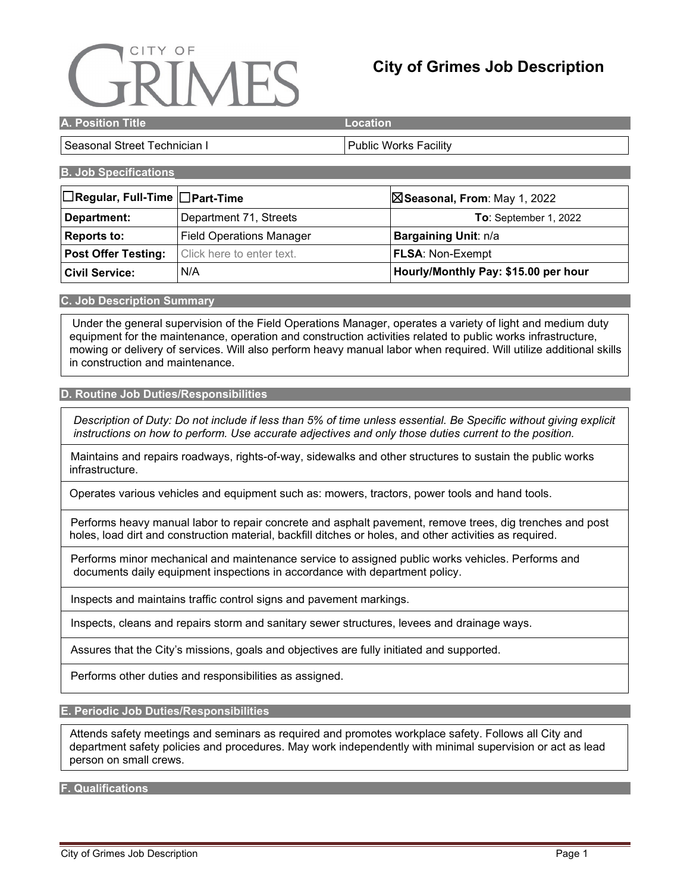# City of Grimes Job Description

## A. Position Title

| A. Position Title | Location |
|---|---|
| Seasonal Street Technician I | Public Works Facility |

## B. Job Specifications

| ☐ **Regular, Full-Time** | ☐ **Part-Time** | ☒ **Seasonal, From**: May 1, 2022 |
|---|---|---|
| **Department:** | Department 71, Streets | **To**: September 1, 2022 |
| **Reports to:** | Field Operations Manager | **Bargaining Unit**: n/a |
| **Post Offer Testing:** | Click here to enter text. | **FLSA**: Non-Exempt |
| **Civil Service:** | N/A | **Hourly/Monthly Pay: $15.00 per hour** |

## C. Job Description Summary

Under the general supervision of the Field Operations Manager, operates a variety of light and medium duty equipment for the maintenance, operation and construction activities related to public works infrastructure, mowing or delivery of services. Will also perform heavy manual labor when required. Will utilize additional skills in construction and maintenance.

## D. Routine Job Duties/Responsibilities

*Description of Duty: Do not include if less than 5% of time unless essential. Be Specific without giving explicit instructions on how to perform. Use accurate adjectives and only those duties current to the position.*

Maintains and repairs roadways, rights-of-way, sidewalks and other structures to sustain the public works infrastructure.

Operates various vehicles and equipment such as: mowers, tractors, power tools and hand tools.

Performs heavy manual labor to repair concrete and asphalt pavement, remove trees, dig trenches and post holes, load dirt and construction material, backfill ditches or holes, and other activities as required.

Performs minor mechanical and maintenance service to assigned public works vehicles. Performs and documents daily equipment inspections in accordance with department policy.

Inspects and maintains traffic control signs and pavement markings.

Inspects, cleans and repairs storm and sanitary sewer structures, levees and drainage ways.

Assures that the City's missions, goals and objectives are fully initiated and supported.

Performs other duties and responsibilities as assigned.

## E. Periodic Job Duties/Responsibilities

Attends safety meetings and seminars as required and promotes workplace safety. Follows all City and department safety policies and procedures. May work independently with minimal supervision or act as lead person on small crews.

## F. Qualifications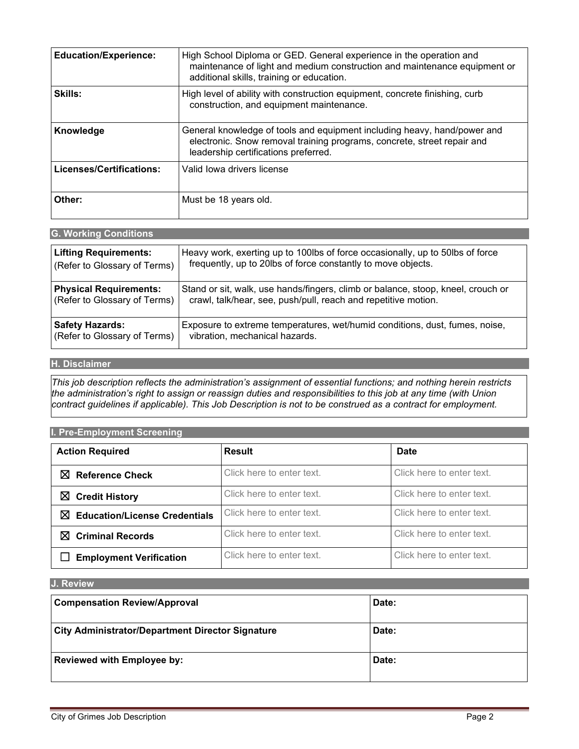| | |
|---|---|
| **Education/Experience:** | High School Diploma or GED. General experience in the operation and maintenance of light and medium construction and maintenance equipment or additional skills, training or education. |
| **Skills:** | High level of ability with construction equipment, concrete finishing, curb construction, and equipment maintenance. |
| **Knowledge** | General knowledge of tools and equipment including heavy, hand/power and electronic. Snow removal training programs, concrete, street repair and leadership certifications preferred. |
| **Licenses/Certifications:** | Valid Iowa drivers license |
| **Other:** | Must be 18 years old. |

## G. Working Conditions

| | |
|---|---|
| **Lifting Requirements:** (Refer to Glossary of Terms) | Heavy work, exerting up to 100lbs of force occasionally, up to 50lbs of force frequently, up to 20lbs of force constantly to move objects. |
| **Physical Requirements:** (Refer to Glossary of Terms) | Stand or sit, walk, use hands/fingers, climb or balance, stoop, kneel, crouch or crawl, talk/hear, see, push/pull, reach and repetitive motion. |
| **Safety Hazards:** (Refer to Glossary of Terms) | Exposure to extreme temperatures, wet/humid conditions, dust, fumes, noise, vibration, mechanical hazards. |

## H. Disclaimer

*This job description reflects the administration's assignment of essential functions; and nothing herein restricts the administration's right to assign or reassign duties and responsibilities to this job at any time (with Union contract guidelines if applicable). This Job Description is not to be construed as a contract for employment.*

## I. Pre-Employment Screening

| Action Required | Result | Date |
|---|---|---|
| ☒ **Reference Check** | Click here to enter text. | Click here to enter text. |
| ☒ **Credit History** | Click here to enter text. | Click here to enter text. |
| ☒ **Education/License Credentials** | Click here to enter text. | Click here to enter text. |
| ☒ **Criminal Records** | Click here to enter text. | Click here to enter text. |
| ☐ **Employment Verification** | Click here to enter text. | Click here to enter text. |

## J. Review

| | |
|---|---|
| **Compensation Review/Approval** | **Date:** |
| **City Administrator/Department Director Signature** | **Date:** |
| **Reviewed with Employee by:** | **Date:** |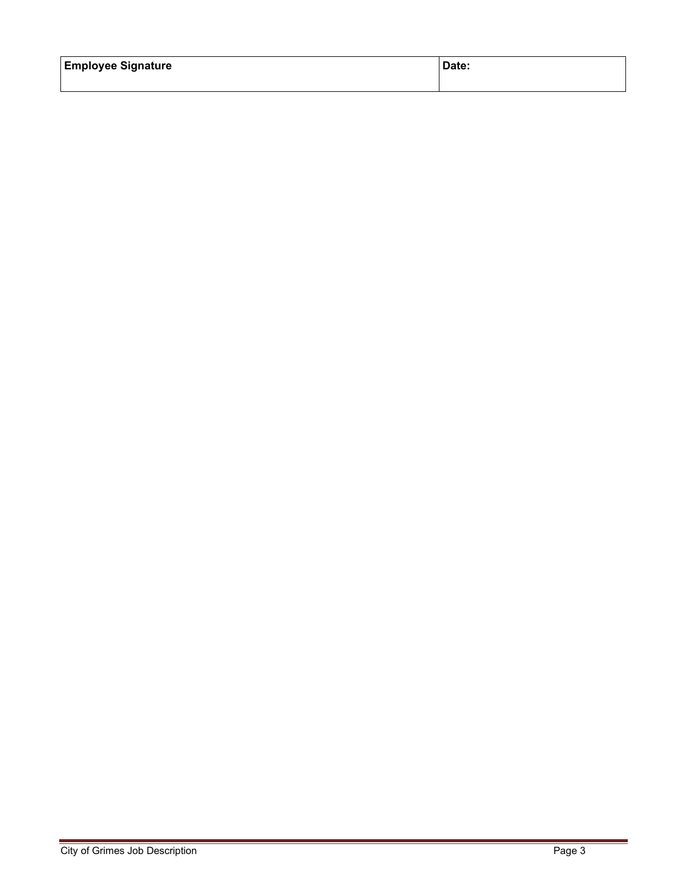| Employee Signature | Date: |
| --- | --- |
| | |